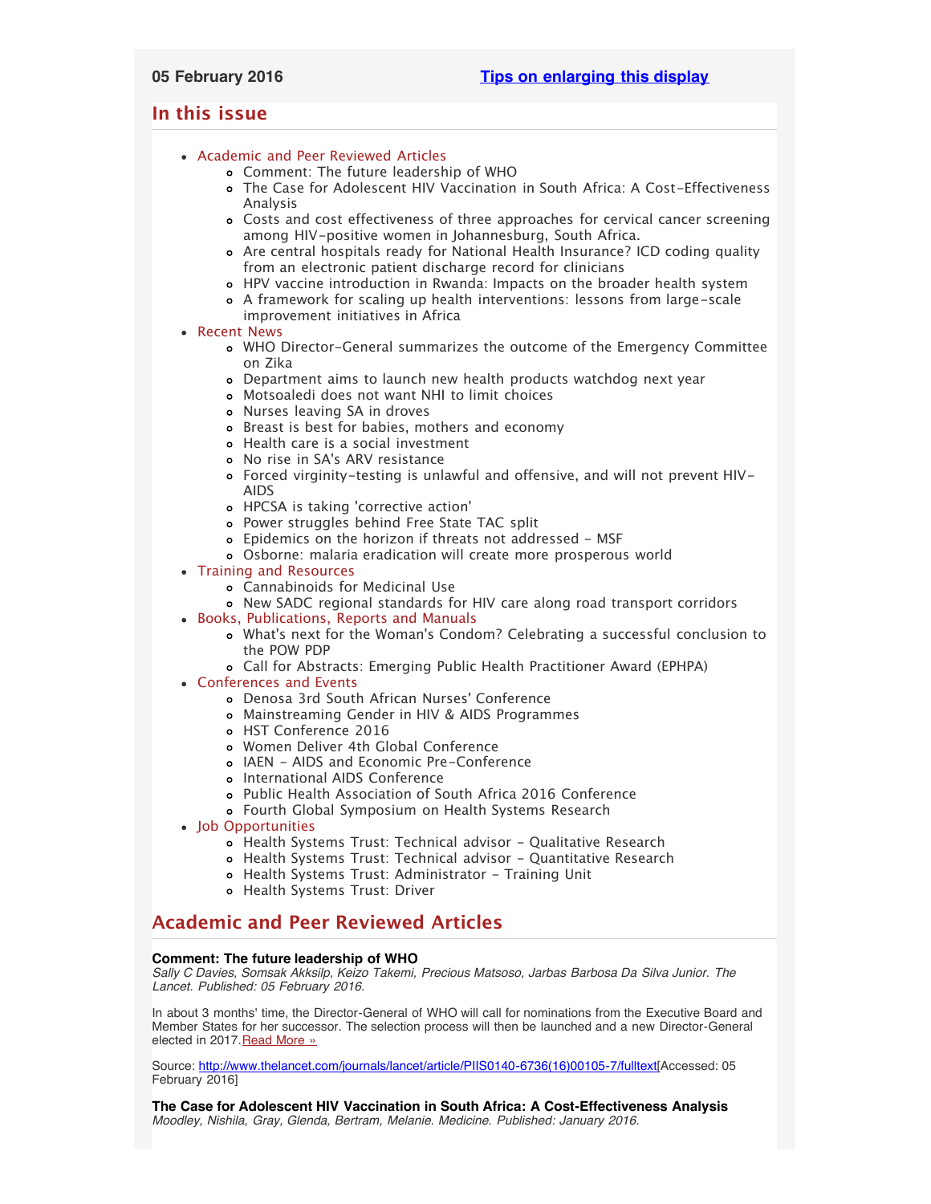05 February 2016 [Tips on enlarging this display]

## In this issue

- Academic and Peer Reviewed Articles
  - Comment: The future leadership of WHO
  - The Case for Adolescent HIV Vaccination in South Africa: A Cost-Effectiveness Analysis
  - Costs and cost effectiveness of three approaches for cervical cancer screening among HIV-positive women in Johannesburg, South Africa.
  - Are central hospitals ready for National Health Insurance? ICD coding quality from an electronic patient discharge record for clinicians
  - HPV vaccine introduction in Rwanda: Impacts on the broader health system
  - A framework for scaling up health interventions: lessons from large-scale improvement initiatives in Africa
- Recent News
  - WHO Director-General summarizes the outcome of the Emergency Committee on Zika
  - Department aims to launch new health products watchdog next year
  - Motsoaledi does not want NHI to limit choices
  - Nurses leaving SA in droves
  - Breast is best for babies, mothers and economy
  - Health care is a social investment
  - No rise in SA's ARV resistance
  - Forced virginity-testing is unlawful and offensive, and will not prevent HIV-AIDS
  - HPCSA is taking 'corrective action'
  - Power struggles behind Free State TAC split
  - Epidemics on the horizon if threats not addressed - MSF
  - Osborne: malaria eradication will create more prosperous world
- Training and Resources
  - Cannabinoids for Medicinal Use
  - New SADC regional standards for HIV care along road transport corridors
- Books, Publications, Reports and Manuals
  - What's next for the Woman's Condom? Celebrating a successful conclusion to the POW PDP
  - Call for Abstracts: Emerging Public Health Practitioner Award (EPHPA)
- Conferences and Events
  - Denosa 3rd South African Nurses' Conference
  - Mainstreaming Gender in HIV & AIDS Programmes
  - HST Conference 2016
  - Women Deliver 4th Global Conference
  - IAEN - AIDS and Economic Pre-Conference
  - International AIDS Conference
  - Public Health Association of South Africa 2016 Conference
  - Fourth Global Symposium on Health Systems Research
- Job Opportunities
  - Health Systems Trust: Technical advisor - Qualitative Research
  - Health Systems Trust: Technical advisor - Quantitative Research
  - Health Systems Trust: Administrator - Training Unit
  - Health Systems Trust: Driver

## Academic and Peer Reviewed Articles

**Comment: The future leadership of WHO**
*Sally C Davies, Somsak Akksilp, Keizo Takemi, Precious Matsoso, Jarbas Barbosa Da Silva Junior. The Lancet. Published: 05 February 2016.*

In about 3 months' time, the Director-General of WHO will call for nominations from the Executive Board and Member States for her successor. The selection process will then be launched and a new Director-General elected in 2017.Read More »

Source: http://www.thelancet.com/journals/lancet/article/PIIS0140-6736(16)00105-7/fulltext[Accessed: 05 February 2016]

**The Case for Adolescent HIV Vaccination in South Africa: A Cost-Effectiveness Analysis**
*Moodley, Nishila, Gray, Glenda, Bertram, Melanie. Medicine. Published: January 2016.*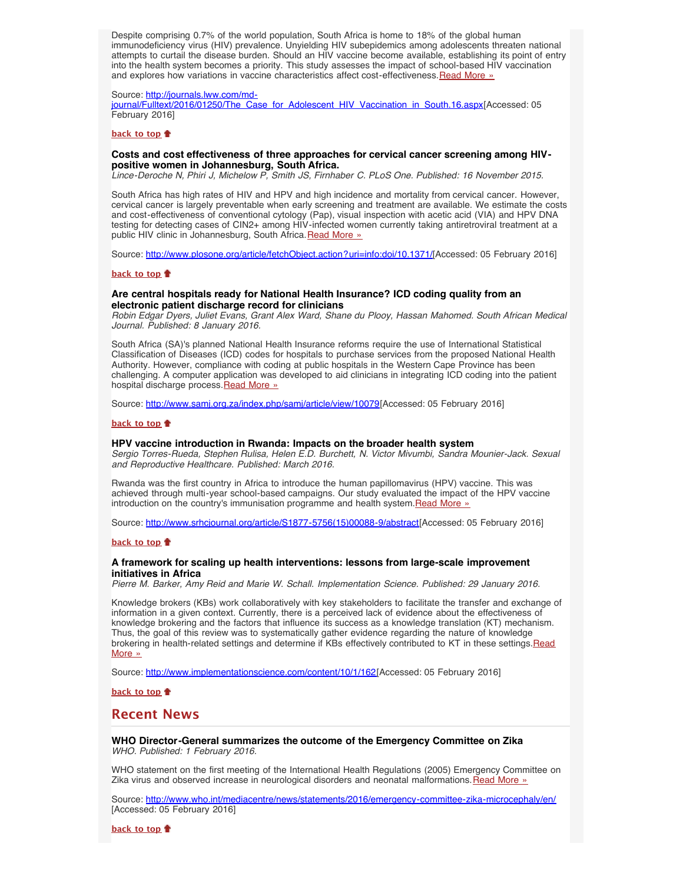Despite comprising 0.7% of the world population, South Africa is home to 18% of the global human immunodeficiency virus (HIV) prevalence. Unyielding HIV subepidemics among adolescents threaten national attempts to curtail the disease burden. Should an HIV vaccine become available, establishing its point of entry into the health system becomes a priority. This study assesses the impact of school-based HIV vaccination and explores how variations in vaccine characteristics affect cost-effectiveness. Read More »

Source: http://journals.lww.com/md-journal/Fulltext/2016/01250/The_Case_for_Adolescent_HIV_Vaccination_in_South.16.aspx[Accessed: 05 February 2016]

**back to top**

### Costs and cost effectiveness of three approaches for cervical cancer screening among HIV-positive women in Johannesburg, South Africa.

*Lince-Deroche N, Phiri J, Michelow P, Smith JS, Firnhaber C. PLoS One. Published: 16 November 2015.*

South Africa has high rates of HIV and HPV and high incidence and mortality from cervical cancer. However, cervical cancer is largely preventable when early screening and treatment are available. We estimate the costs and cost-effectiveness of conventional cytology (Pap), visual inspection with acetic acid (VIA) and HPV DNA testing for detecting cases of CIN2+ among HIV-infected women currently taking antiretroviral treatment at a public HIV clinic in Johannesburg, South Africa. Read More »

Source: http://www.plosone.org/article/fetchObject.action?uri=info:doi/10.1371/[Accessed: 05 February 2016]

**back to top**

### Are central hospitals ready for National Health Insurance? ICD coding quality from an electronic patient discharge record for clinicians

*Robin Edgar Dyers, Juliet Evans, Grant Alex Ward, Shane du Plooy, Hassan Mahomed. South African Medical Journal. Published: 8 January 2016.*

South Africa (SA)'s planned National Health Insurance reforms require the use of International Statistical Classification of Diseases (ICD) codes for hospitals to purchase services from the proposed National Health Authority. However, compliance with coding at public hospitals in the Western Cape Province has been challenging. A computer application was developed to aid clinicians in integrating ICD coding into the patient hospital discharge process. Read More »

Source: http://www.samj.org.za/index.php/samj/article/view/10079[Accessed: 05 February 2016]

**back to top**

### HPV vaccine introduction in Rwanda: Impacts on the broader health system

*Sergio Torres-Rueda, Stephen Rulisa, Helen E.D. Burchett, N. Victor Mivumbi, Sandra Mounier-Jack. Sexual and Reproductive Healthcare. Published: March 2016.*

Rwanda was the first country in Africa to introduce the human papillomavirus (HPV) vaccine. This was achieved through multi-year school-based campaigns. Our study evaluated the impact of the HPV vaccine introduction on the country's immunisation programme and health system. Read More »

Source: http://www.srhcjournal.org/article/S1877-5756(15)00088-9/abstract[Accessed: 05 February 2016]

**back to top**

### A framework for scaling up health interventions: lessons from large-scale improvement initiatives in Africa

*Pierre M. Barker, Amy Reid and Marie W. Schall. Implementation Science. Published: 29 January 2016.*

Knowledge brokers (KBs) work collaboratively with key stakeholders to facilitate the transfer and exchange of information in a given context. Currently, there is a perceived lack of evidence about the effectiveness of knowledge brokering and the factors that influence its success as a knowledge translation (KT) mechanism. Thus, the goal of this review was to systematically gather evidence regarding the nature of knowledge brokering in health-related settings and determine if KBs effectively contributed to KT in these settings. Read More »

Source: http://www.implementationscience.com/content/10/1/162[Accessed: 05 February 2016]

**back to top**

## Recent News

### WHO Director-General summarizes the outcome of the Emergency Committee on Zika

*WHO. Published: 1 February 2016.*

WHO statement on the first meeting of the International Health Regulations (2005) Emergency Committee on Zika virus and observed increase in neurological disorders and neonatal malformations. Read More »

Source: http://www.who.int/mediacentre/news/statements/2016/emergency-committee-zika-microcephaly/en/ [Accessed: 05 February 2016]

**back to top**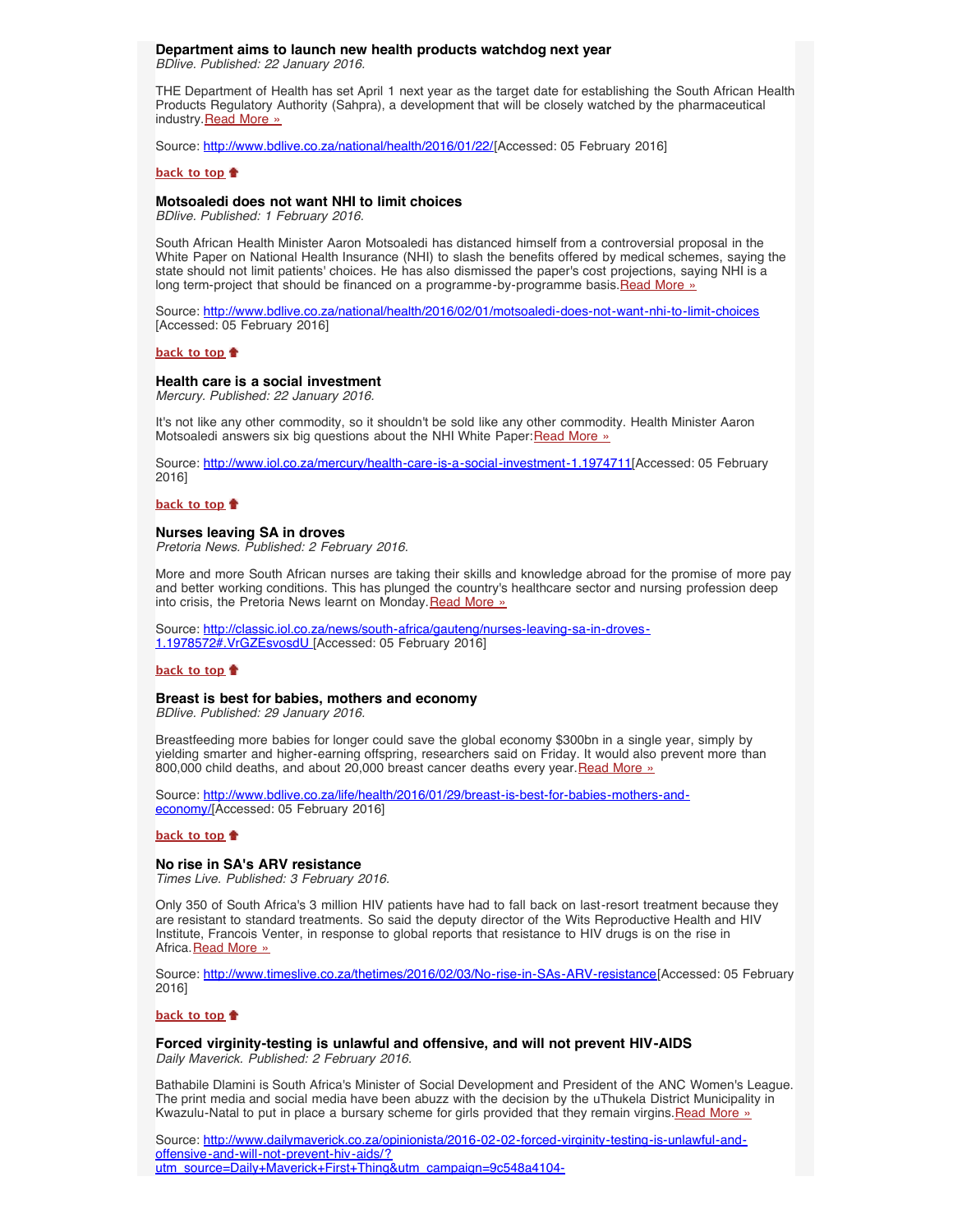### Department aims to launch new health products watchdog next year

*BDlive. Published: 22 January 2016.*

THE Department of Health has set April 1 next year as the target date for establishing the South African Health Products Regulatory Authority (Sahpra), a development that will be closely watched by the pharmaceutical industry. [Read More »](http://www.bdlive.co.za/national/health/2016/01/22/)

Source: http://www.bdlive.co.za/national/health/2016/01/22/[Accessed: 05 February 2016]

**back to top**

### Motsoaledi does not want NHI to limit choices

*BDlive. Published: 1 February 2016.*

South African Health Minister Aaron Motsoaledi has distanced himself from a controversial proposal in the White Paper on National Health Insurance (NHI) to slash the benefits offered by medical schemes, saying the state should not limit patients' choices. He has also dismissed the paper's cost projections, saying NHI is a long term-project that should be financed on a programme-by-programme basis. [Read More »](http://www.bdlive.co.za/national/health/2016/02/01/motsoaledi-does-not-want-nhi-to-limit-choices)

Source: http://www.bdlive.co.za/national/health/2016/02/01/motsoaledi-does-not-want-nhi-to-limit-choices [Accessed: 05 February 2016]

**back to top**

### Health care is a social investment

*Mercury. Published: 22 January 2016.*

It's not like any other commodity, so it shouldn't be sold like any other commodity. Health Minister Aaron Motsoaledi answers six big questions about the NHI White Paper: [Read More »](http://www.iol.co.za/mercury/health-care-is-a-social-investment-1.1974711)

Source: http://www.iol.co.za/mercury/health-care-is-a-social-investment-1.1974711[Accessed: 05 February 2016]

**back to top**

### Nurses leaving SA in droves

*Pretoria News. Published: 2 February 2016.*

More and more South African nurses are taking their skills and knowledge abroad for the promise of more pay and better working conditions. This has plunged the country's healthcare sector and nursing profession deep into crisis, the Pretoria News learnt on Monday. [Read More »](http://classic.iol.co.za/news/south-africa/gauteng/nurses-leaving-sa-in-droves-1.1978572#.VrGZEsvosdU)

Source: http://classic.iol.co.za/news/south-africa/gauteng/nurses-leaving-sa-in-droves-1.1978572#.VrGZEsvosdU [Accessed: 05 February 2016]

**back to top**

### Breast is best for babies, mothers and economy

*BDlive. Published: 29 January 2016.*

Breastfeeding more babies for longer could save the global economy $300bn in a single year, simply by yielding smarter and higher-earning offspring, researchers said on Friday. It would also prevent more than 800,000 child deaths, and about 20,000 breast cancer deaths every year. [Read More »](http://www.bdlive.co.za/life/health/2016/01/29/breast-is-best-for-babies-mothers-and-economy/)

Source: http://www.bdlive.co.za/life/health/2016/01/29/breast-is-best-for-babies-mothers-and-economy/[Accessed: 05 February 2016]

**back to top**

### No rise in SA's ARV resistance

*Times Live. Published: 3 February 2016.*

Only 350 of South Africa's 3 million HIV patients have had to fall back on last-resort treatment because they are resistant to standard treatments. So said the deputy director of the Wits Reproductive Health and HIV Institute, Francois Venter, in response to global reports that resistance to HIV drugs is on the rise in Africa. [Read More »](http://www.timeslive.co.za/thetimes/2016/02/03/No-rise-in-SAs-ARV-resistance)

Source: http://www.timeslive.co.za/thetimes/2016/02/03/No-rise-in-SAs-ARV-resistance[Accessed: 05 February 2016]

**back to top**

### Forced virginity-testing is unlawful and offensive, and will not prevent HIV-AIDS

*Daily Maverick. Published: 2 February 2016.*

Bathabile Dlamini is South Africa's Minister of Social Development and President of the ANC Women's League. The print media and social media have been abuzz with the decision by the uThukela District Municipality in Kwazulu-Natal to put in place a bursary scheme for girls provided that they remain virgins. [Read More »](http://www.dailymaverick.co.za/opinionista/2016-02-02-forced-virginity-testing-is-unlawful-and-offensive-and-will-not-prevent-hiv-aids/)

Source: http://www.dailymaverick.co.za/opinionista/2016-02-02-forced-virginity-testing-is-unlawful-and-offensive-and-will-not-prevent-hiv-aids/?utm_source=Daily+Maverick+First+Thing&utm_campaign=9c548a4104-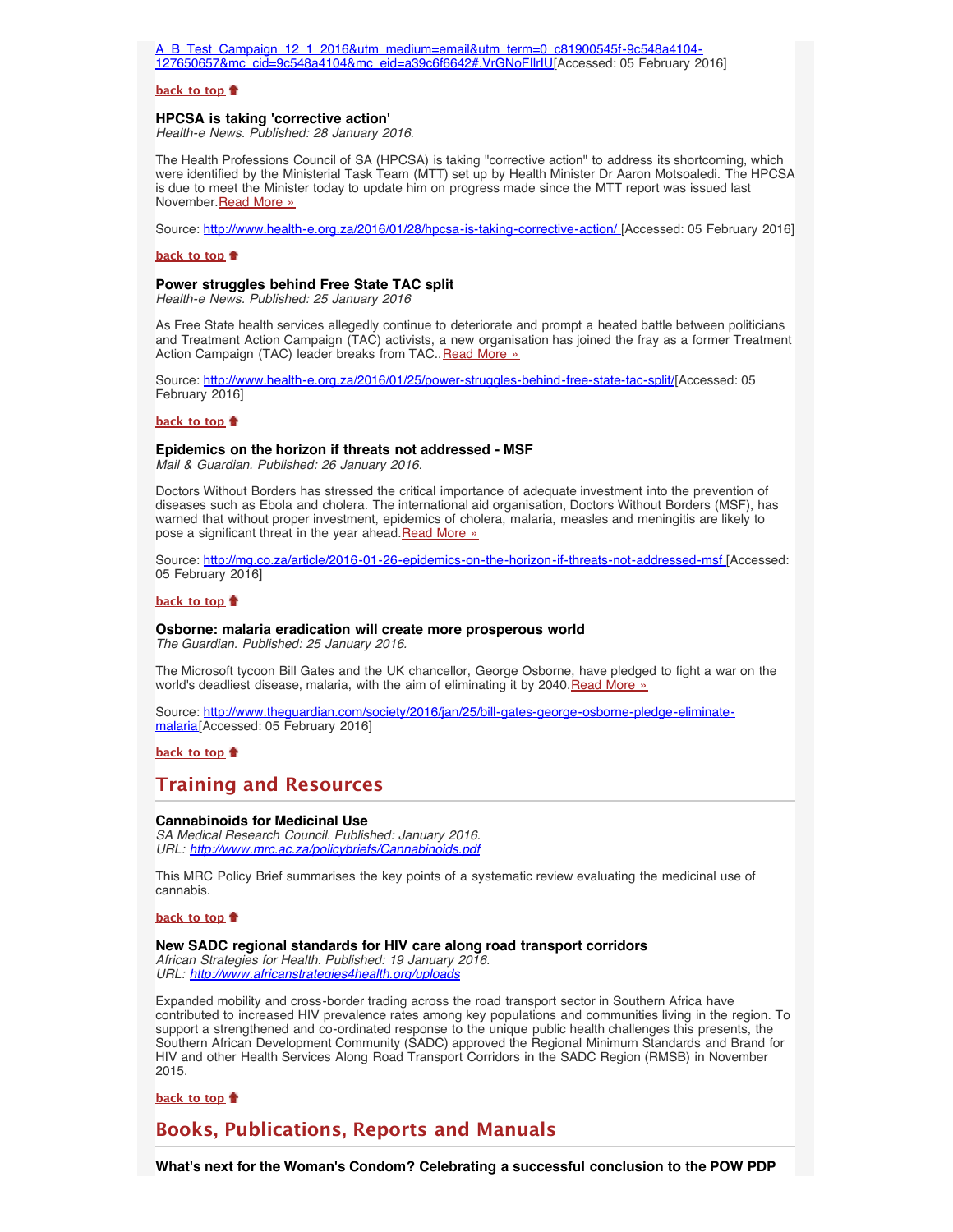A_B_Test_Campaign_12_1_2016&utm_medium=email&utm_term=0_c81900545f-9c548a4104-127650657&mc_cid=9c548a4104&mc_eid=a39c6f6642#.VrGNoFIlrIU[Accessed: 05 February 2016]

**back to top**

**HPCSA is taking 'corrective action'**
*Health-e News. Published: 28 January 2016.*

The Health Professions Council of SA (HPCSA) is taking "corrective action" to address its shortcoming, which were identified by the Ministerial Task Team (MTT) set up by Health Minister Dr Aaron Motsoaledi. The HPCSA is due to meet the Minister today to update him on progress made since the MTT report was issued last November. Read More »

Source: http://www.health-e.org.za/2016/01/28/hpcsa-is-taking-corrective-action/ [Accessed: 05 February 2016]

**back to top**

**Power struggles behind Free State TAC split**
*Health-e News. Published: 25 January 2016*

As Free State health services allegedly continue to deteriorate and prompt a heated battle between politicians and Treatment Action Campaign (TAC) activists, a new organisation has joined the fray as a former Treatment Action Campaign (TAC) leader breaks from TAC.. Read More »

Source: http://www.health-e.org.za/2016/01/25/power-struggles-behind-free-state-tac-split/[Accessed: 05 February 2016]

**back to top**

**Epidemics on the horizon if threats not addressed - MSF**
*Mail & Guardian. Published: 26 January 2016.*

Doctors Without Borders has stressed the critical importance of adequate investment into the prevention of diseases such as Ebola and cholera. The international aid organisation, Doctors Without Borders (MSF), has warned that without proper investment, epidemics of cholera, malaria, measles and meningitis are likely to pose a significant threat in the year ahead. Read More »

Source: http://mg.co.za/article/2016-01-26-epidemics-on-the-horizon-if-threats-not-addressed-msf [Accessed: 05 February 2016]

**back to top**

**Osborne: malaria eradication will create more prosperous world**
*The Guardian. Published: 25 January 2016.*

The Microsoft tycoon Bill Gates and the UK chancellor, George Osborne, have pledged to fight a war on the world's deadliest disease, malaria, with the aim of eliminating it by 2040. Read More »

Source: http://www.theguardian.com/society/2016/jan/25/bill-gates-george-osborne-pledge-eliminate-malaria[Accessed: 05 February 2016]

**back to top**

## Training and Resources

**Cannabinoids for Medicinal Use**
*SA Medical Research Council. Published: January 2016.*
*URL: http://www.mrc.ac.za/policybriefs/Cannabinoids.pdf*

This MRC Policy Brief summarises the key points of a systematic review evaluating the medicinal use of cannabis.

**back to top**

**New SADC regional standards for HIV care along road transport corridors**
*African Strategies for Health. Published: 19 January 2016.*
*URL: http://www.africanstrategies4health.org/uploads*

Expanded mobility and cross-border trading across the road transport sector in Southern Africa have contributed to increased HIV prevalence rates among key populations and communities living in the region. To support a strengthened and co-ordinated response to the unique public health challenges this presents, the Southern African Development Community (SADC) approved the Regional Minimum Standards and Brand for HIV and other Health Services Along Road Transport Corridors in the SADC Region (RMSB) in November 2015.

**back to top**

## Books, Publications, Reports and Manuals

**What's next for the Woman's Condom? Celebrating a successful conclusion to the POW PDP**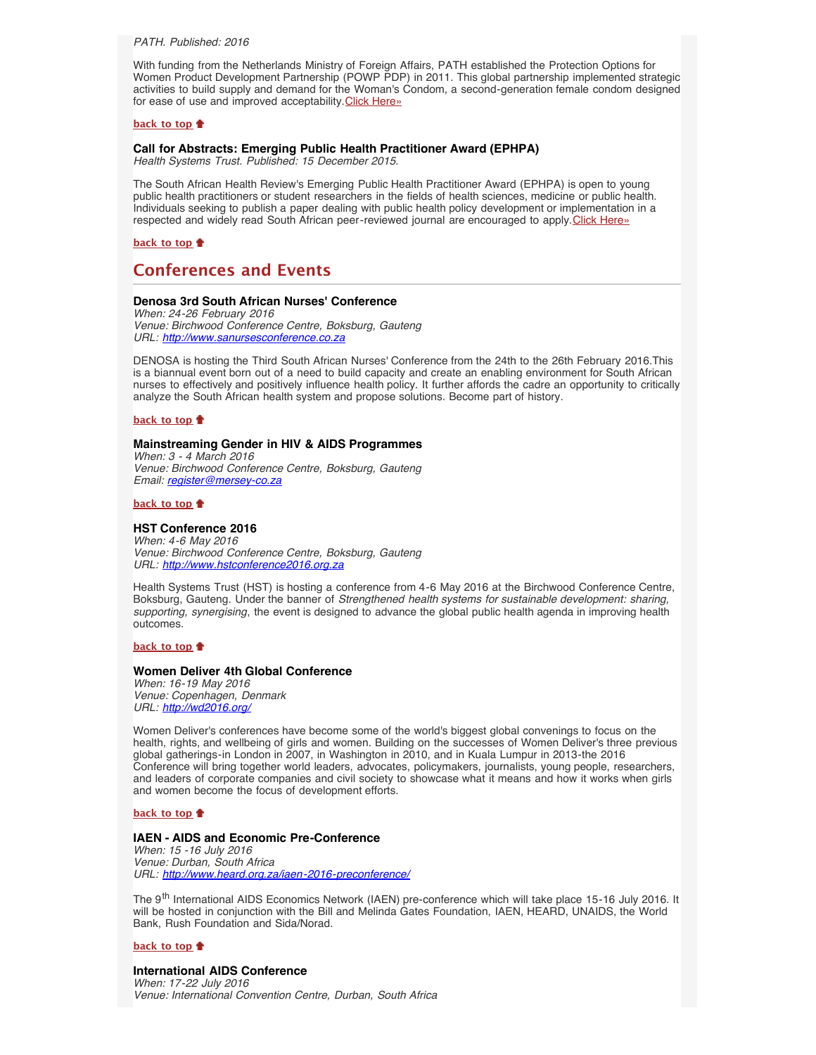*PATH. Published: 2016*

With funding from the Netherlands Ministry of Foreign Affairs, PATH established the Protection Options for Women Product Development Partnership (POWP PDP) in 2011. This global partnership implemented strategic activities to build supply and demand for the Woman's Condom, a second-generation female condom designed for ease of use and improved acceptability.[Click Here»]()

**[back to top]()**

**Call for Abstracts: Emerging Public Health Practitioner Award (EPHPA)**
*Health Systems Trust. Published: 15 December 2015.*

The South African Health Review's Emerging Public Health Practitioner Award (EPHPA) is open to young public health practitioners or student researchers in the fields of health sciences, medicine or public health. Individuals seeking to publish a paper dealing with public health policy development or implementation in a respected and widely read South African peer-reviewed journal are encouraged to apply.[Click Here»]()

**[back to top]()**

## Conferences and Events

**Denosa 3rd South African Nurses' Conference**
*When: 24-26 February 2016*
*Venue: Birchwood Conference Centre, Boksburg, Gauteng*
*URL: [http://www.sanursesconference.co.za](http://www.sanursesconference.co.za)*

DENOSA is hosting the Third South African Nurses' Conference from the 24th to the 26th February 2016.This is a biannual event born out of a need to build capacity and create an enabling environment for South African nurses to effectively and positively influence health policy. It further affords the cadre an opportunity to critically analyze the South African health system and propose solutions. Become part of history.

**[back to top]()**

**Mainstreaming Gender in HIV & AIDS Programmes**
*When: 3 - 4 March 2016*
*Venue: Birchwood Conference Centre, Boksburg, Gauteng*
*Email: [register@mersey-co.za](mailto:register@mersey-co.za)*

**[back to top]()**

**HST Conference 2016**
*When: 4-6 May 2016*
*Venue: Birchwood Conference Centre, Boksburg, Gauteng*
*URL: [http://www.hstconference2016.org.za](http://www.hstconference2016.org.za)*

Health Systems Trust (HST) is hosting a conference from 4-6 May 2016 at the Birchwood Conference Centre, Boksburg, Gauteng. Under the banner of *Strengthened health systems for sustainable development: sharing, supporting, synergising*, the event is designed to advance the global public health agenda in improving health outcomes.

**[back to top]()**

**Women Deliver 4th Global Conference**
*When: 16-19 May 2016*
*Venue: Copenhagen, Denmark*
*URL: [http://wd2016.org/](http://wd2016.org/)*

Women Deliver's conferences have become some of the world's biggest global convenings to focus on the health, rights, and wellbeing of girls and women. Building on the successes of Women Deliver's three previous global gatherings-in London in 2007, in Washington in 2010, and in Kuala Lumpur in 2013-the 2016 Conference will bring together world leaders, advocates, policymakers, journalists, young people, researchers, and leaders of corporate companies and civil society to showcase what it means and how it works when girls and women become the focus of development efforts.

**[back to top]()**

**IAEN - AIDS and Economic Pre-Conference**
*When: 15 -16 July 2016*
*Venue: Durban, South Africa*
*URL: [http://www.heard.org.za/iaen-2016-preconference/](http://www.heard.org.za/iaen-2016-preconference/)*

The 9th International AIDS Economics Network (IAEN) pre-conference which will take place 15-16 July 2016. It will be hosted in conjunction with the Bill and Melinda Gates Foundation, IAEN, HEARD, UNAIDS, the World Bank, Rush Foundation and Sida/Norad.

**[back to top]()**

**International AIDS Conference**
*When: 17-22 July 2016*
*Venue: International Convention Centre, Durban, South Africa*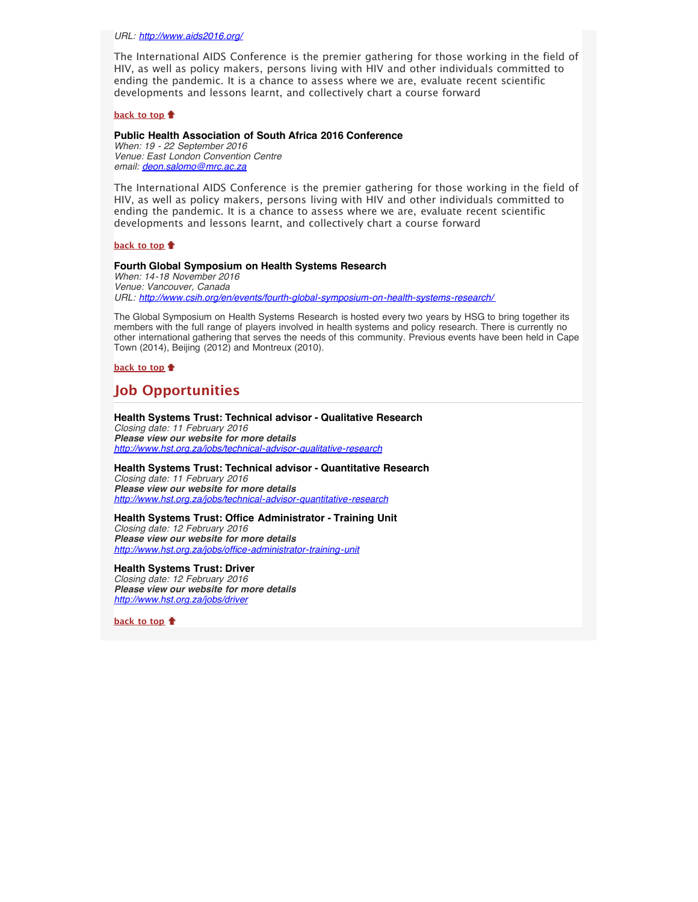*URL: http://www.aids2016.org/*

The International AIDS Conference is the premier gathering for those working in the field of HIV, as well as policy makers, persons living with HIV and other individuals committed to ending the pandemic. It is a chance to assess where we are, evaluate recent scientific developments and lessons learnt, and collectively chart a course forward

**back to top**

**Public Health Association of South Africa 2016 Conference**
*When: 19 - 22 September 2016*
*Venue: East London Convention Centre*
*email: deon.salomo@mrc.ac.za*

The International AIDS Conference is the premier gathering for those working in the field of HIV, as well as policy makers, persons living with HIV and other individuals committed to ending the pandemic. It is a chance to assess where we are, evaluate recent scientific developments and lessons learnt, and collectively chart a course forward

**back to top**

**Fourth Global Symposium on Health Systems Research**
*When: 14-18 November 2016*
*Venue: Vancouver, Canada*
*URL: http://www.csih.org/en/events/fourth-global-symposium-on-health-systems-research/*

The Global Symposium on Health Systems Research is hosted every two years by HSG to bring together its members with the full range of players involved in health systems and policy research. There is currently no other international gathering that serves the needs of this community. Previous events have been held in Cape Town (2014), Beijing (2012) and Montreux (2010).

**back to top**

## Job Opportunities

**Health Systems Trust: Technical advisor - Qualitative Research**
*Closing date: 11 February 2016*
***Please view our website for more details***
*http://www.hst.org.za/jobs/technical-advisor-qualitative-research*

**Health Systems Trust: Technical advisor - Quantitative Research**
*Closing date: 11 February 2016*
***Please view our website for more details***
*http://www.hst.org.za/jobs/technical-advisor-quantitative-research*

**Health Systems Trust: Office Administrator - Training Unit**
*Closing date: 12 February 2016*
***Please view our website for more details***
*http://www.hst.org.za/jobs/office-administrator-training-unit*

**Health Systems Trust: Driver**
*Closing date: 12 February 2016*
***Please view our website for more details***
*http://www.hst.org.za/jobs/driver*

**back to top**